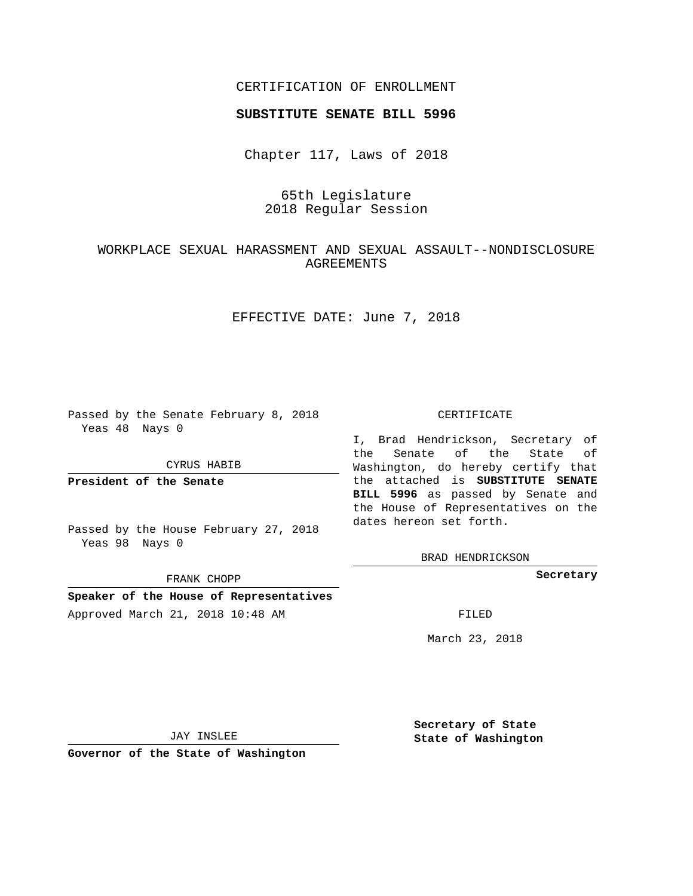CERTIFICATION OF ENROLLMENT

**SUBSTITUTE SENATE BILL 5996**

Chapter 117, Laws of 2018

65th Legislature
2018 Regular Session

WORKPLACE SEXUAL HARASSMENT AND SEXUAL ASSAULT--NONDISCLOSURE AGREEMENTS

EFFECTIVE DATE: June 7, 2018

Passed by the Senate February 8, 2018
Yeas 48 Nays 0

CYRUS HABIB

**President of the Senate**

Passed by the House February 27, 2018
Yeas 98 Nays 0

FRANK CHOPP

**Speaker of the House of Representatives**

Approved March 21, 2018 10:48 AM

JAY INSLEE

**Governor of the State of Washington**

CERTIFICATE

I, Brad Hendrickson, Secretary of the Senate of the State of Washington, do hereby certify that the attached is **SUBSTITUTE SENATE BILL 5996** as passed by Senate and the House of Representatives on the dates hereon set forth.

BRAD HENDRICKSON

**Secretary**

FILED

March 23, 2018

**Secretary of State**
**State of Washington**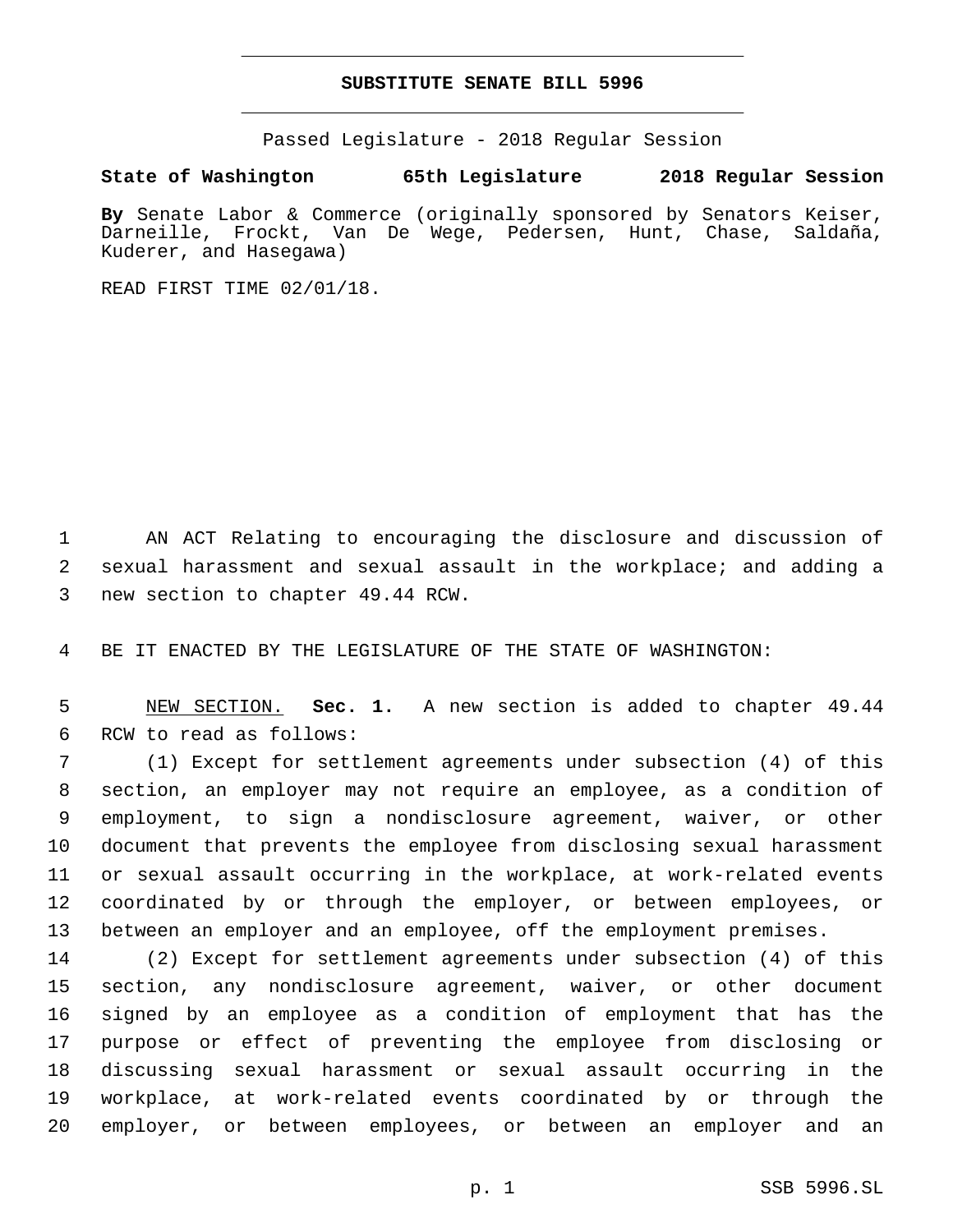# SUBSTITUTE SENATE BILL 5996

Passed Legislature - 2018 Regular Session

**State of Washington 65th Legislature 2018 Regular Session**

**By** Senate Labor & Commerce (originally sponsored by Senators Keiser, Darneille, Frockt, Van De Wege, Pedersen, Hunt, Chase, Saldaña, Kuderer, and Hasegawa)

READ FIRST TIME 02/01/18.

AN ACT Relating to encouraging the disclosure and discussion of sexual harassment and sexual assault in the workplace; and adding a new section to chapter 49.44 RCW.

BE IT ENACTED BY THE LEGISLATURE OF THE STATE OF WASHINGTON:

NEW SECTION. **Sec. 1.** A new section is added to chapter 49.44 RCW to read as follows:

(1) Except for settlement agreements under subsection (4) of this section, an employer may not require an employee, as a condition of employment, to sign a nondisclosure agreement, waiver, or other document that prevents the employee from disclosing sexual harassment or sexual assault occurring in the workplace, at work-related events coordinated by or through the employer, or between employees, or between an employer and an employee, off the employment premises.

(2) Except for settlement agreements under subsection (4) of this section, any nondisclosure agreement, waiver, or other document signed by an employee as a condition of employment that has the purpose or effect of preventing the employee from disclosing or discussing sexual harassment or sexual assault occurring in the workplace, at work-related events coordinated by or through the employer, or between employees, or between an employer and an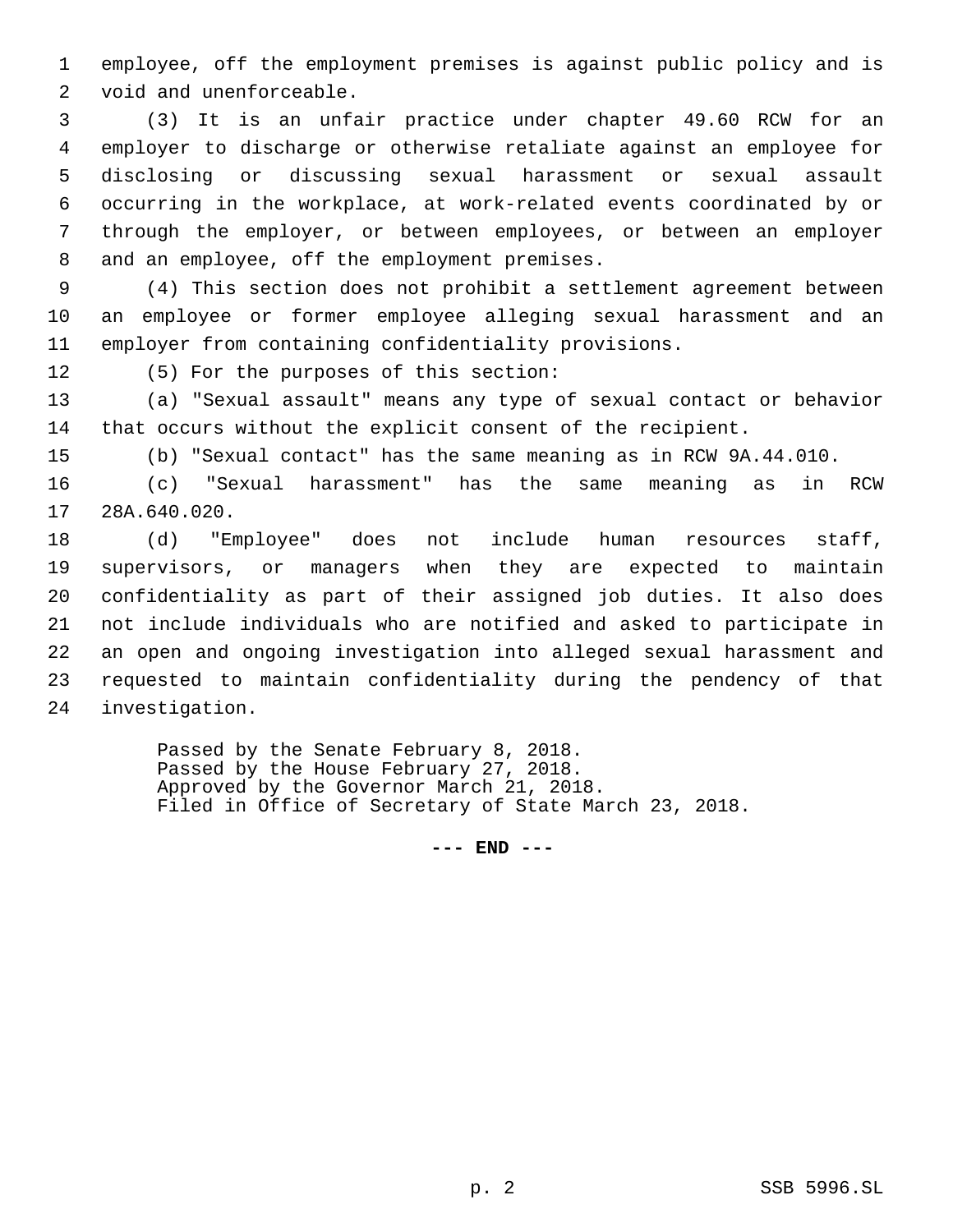employee, off the employment premises is against public policy and is void and unenforceable.

(3) It is an unfair practice under chapter 49.60 RCW for an employer to discharge or otherwise retaliate against an employee for disclosing or discussing sexual harassment or sexual assault occurring in the workplace, at work-related events coordinated by or through the employer, or between employees, or between an employer and an employee, off the employment premises.

(4) This section does not prohibit a settlement agreement between an employee or former employee alleging sexual harassment and an employer from containing confidentiality provisions.

(5) For the purposes of this section:

(a) "Sexual assault" means any type of sexual contact or behavior that occurs without the explicit consent of the recipient.

(b) "Sexual contact" has the same meaning as in RCW 9A.44.010.

(c) "Sexual harassment" has the same meaning as in RCW 28A.640.020.

(d) "Employee" does not include human resources staff, supervisors, or managers when they are expected to maintain confidentiality as part of their assigned job duties. It also does not include individuals who are notified and asked to participate in an open and ongoing investigation into alleged sexual harassment and requested to maintain confidentiality during the pendency of that investigation.

Passed by the Senate February 8, 2018.
Passed by the House February 27, 2018.
Approved by the Governor March 21, 2018.
Filed in Office of Secretary of State March 23, 2018.

**--- END ---**